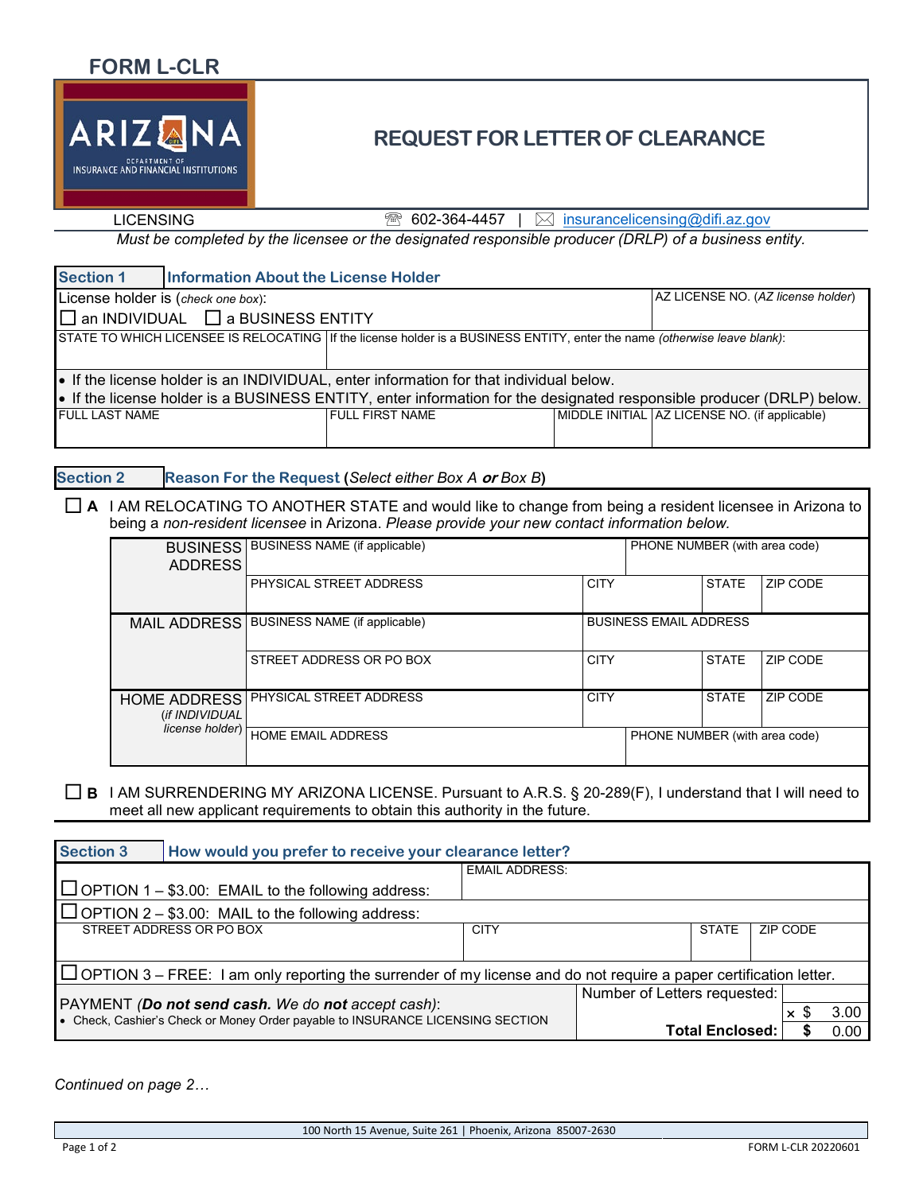# FORM L-CLR

## REQUEST FOR LETTER OF CLEARANCE

ARIZONA DEPARTMENT OF INSURANCE AND FINANCIAL INSTITUTIONS

LICENSING | ☎ 602-364-4457 | ✉ insurancelicensing@difi.az.gov

*Must be completed by the licensee or the designated responsible producer (DRLP) of a business entity.*

### Section 1 — Information About the License Holder

| License holder is (*check one box*): ☐ an INDIVIDUAL ☐ a BUSINESS ENTITY | | | AZ LICENSE NO. (*AZ license holder*) |
|---|---|---|---|
| STATE TO WHICH LICENSEE IS RELOCATING | If the license holder is a BUSINESS ENTITY, enter the name (*otherwise leave blank*): | | |

- If the license holder is an INDIVIDUAL, enter information for that individual below.
- If the license holder is a BUSINESS ENTITY, enter information for the designated responsible producer (DRLP) below.

| FULL LAST NAME | FULL FIRST NAME | MIDDLE INITIAL | AZ LICENSE NO. (if applicable) |
|---|---|---|---|
| | | | |

### Section 2 — Reason For the Request (*Select either Box A **or** Box B*)

☐ **A** I AM RELOCATING TO ANOTHER STATE and would like to change from being a resident licensee in Arizona to being a *non-resident licensee* in Arizona. *Please provide your new contact information below.*

| | | | | |
|---|---|---|---|---|
| BUSINESS ADDRESS | BUSINESS NAME (if applicable) | | PHONE NUMBER (with area code) | |
| | PHYSICAL STREET ADDRESS | CITY | STATE | ZIP CODE |
| MAIL ADDRESS | BUSINESS NAME (if applicable) | BUSINESS EMAIL ADDRESS | | |
| | STREET ADDRESS OR PO BOX | CITY | STATE | ZIP CODE |
| HOME ADDRESS (*if INDIVIDUAL license holder*) | PHYSICAL STREET ADDRESS | CITY | STATE | ZIP CODE |
| | HOME EMAIL ADDRESS | | PHONE NUMBER (with area code) | |

☐ **B** I AM SURRENDERING MY ARIZONA LICENSE. Pursuant to A.R.S. § 20-289(F), I understand that I will need to meet all new applicant requirements to obtain this authority in the future.

### Section 3 — How would you prefer to receive your clearance letter?

| | | | |
|---|---|---|---|
| ☐ OPTION 1 – \$3.00: EMAIL to the following address: | EMAIL ADDRESS: | | |
| ☐ OPTION 2 – \$3.00: MAIL to the following address: | | | |
| STREET ADDRESS OR PO BOX | CITY | STATE | ZIP CODE |

☐ OPTION 3 – FREE: I am only reporting the surrender of my license and do not require a paper certification letter.

| PAYMENT (***Do not send cash.** We do **not** accept cash*): | | |
|---|---|---|
| • Check, Cashier's Check or Money Order payable to INSURANCE LICENSING SECTION | Number of Letters requested: | × \$ 3.00 |
| | **Total Enclosed:** | **\$** 0.00 |

*Continued on page 2…*

100 North 15 Avenue, Suite 261 | Phoenix, Arizona 85007-2630

FORM L-CLR 20220601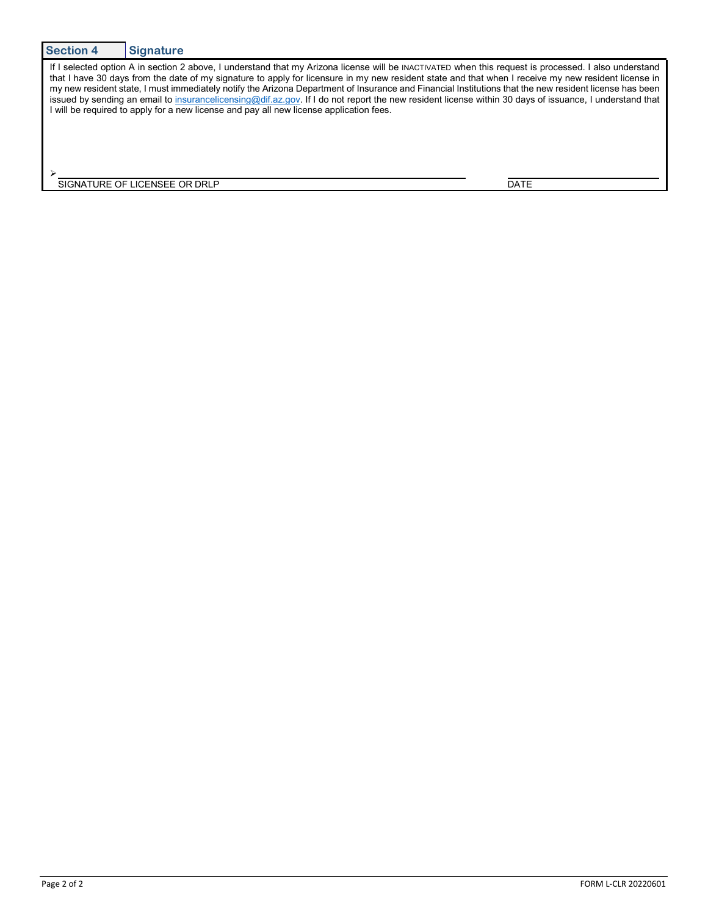## Section 4 Signature

If I selected option A in section 2 above, I understand that my Arizona license will be INACTIVATED when this request is processed. I also understand that I have 30 days from the date of my signature to apply for licensure in my new resident state and that when I receive my new resident license in my new resident state, I must immediately notify the Arizona Department of Insurance and Financial Institutions that the new resident license has been issued by sending an email to insurancelicensing@dif.az.gov. If I do not report the new resident license within 30 days of issuance, I understand that I will be required to apply for a new license and pay all new license application fees.

➢ ______________________________________________ ____________________

SIGNATURE OF LICENSEE OR DRLP DATE

FORM L-CLR 20220601